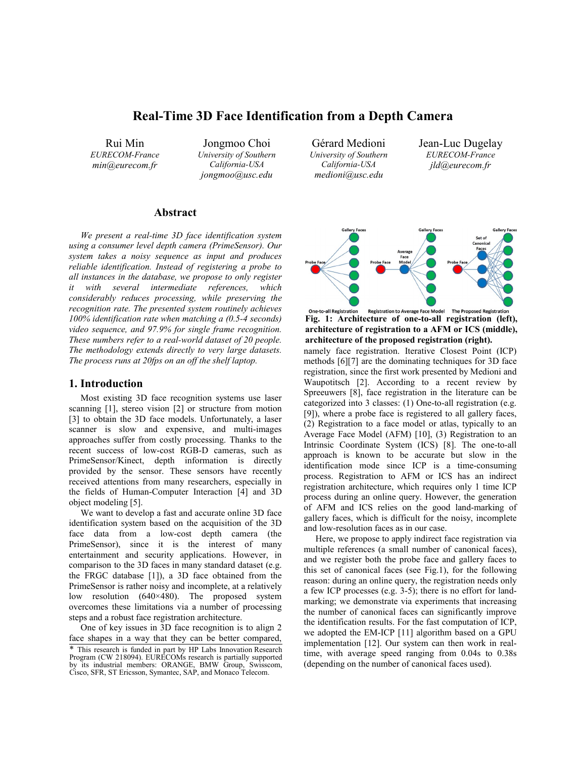# Real-Time 3D Face Identification from a Depth Camera

Rui Min
*EURECOM-France*
*min@eurecom.fr*

Jongmoo Choi
*University of Southern California-USA*
*jongmoo@usc.edu*

Gérard Medioni
*University of Southern California-USA*
*medioni@usc.edu*

Jean-Luc Dugelay
*EURECOM-France*
*jld@eurecom.fr*

## Abstract

*We present a real-time 3D face identification system using a consumer level depth camera (PrimeSensor). Our system takes a noisy sequence as input and produces reliable identification. Instead of registering a probe to all instances in the database, we propose to only register it with several intermediate references, which considerably reduces processing, while preserving the recognition rate. The presented system routinely achieves 100% identification rate when matching a (0.5-4 seconds) video sequence, and 97.9% for single frame recognition. These numbers refer to a real-world dataset of 20 people. The methodology extends directly to very large datasets. The process runs at 20fps on an off the shelf laptop.*

## 1. Introduction

Most existing 3D face recognition systems use laser scanning [1], stereo vision [2] or structure from motion [3] to obtain the 3D face models. Unfortunately, a laser scanner is slow and expensive, and multi-images approaches suffer from costly processing. Thanks to the recent success of low-cost RGB-D cameras, such as PrimeSensor/Kinect, depth information is directly provided by the sensor. These sensors have recently received attentions from many researchers, especially in the fields of Human-Computer Interaction [4] and 3D object modeling [5].

We want to develop a fast and accurate online 3D face identification system based on the acquisition of the 3D face data from a low-cost depth camera (the PrimeSensor), since it is the interest of many entertainment and security applications. However, in comparison to the 3D faces in many standard dataset (e.g. the FRGC database [1]), a 3D face obtained from the PrimeSensor is rather noisy and incomplete, at a relatively low resolution (640×480). The proposed system overcomes these limitations via a number of processing steps and a robust face registration architecture.

One of key issues in 3D face recognition is to align 2 face shapes in a way that they can be better compared, namely face registration. Iterative Closest Point (ICP) methods [6][7] are the dominating techniques for 3D face registration, since the first work presented by Medioni and Waupotitsch [2]. According to a recent review by Spreeuwers [8], face registration in the literature can be categorized into 3 classes: (1) One-to-all registration (e.g. [9]), where a probe face is registered to all gallery faces, (2) Registration to a face model or atlas, typically to an Average Face Model (AFM) [10], (3) Registration to an Intrinsic Coordinate System (ICS) [8]. The one-to-all approach is known to be accurate but slow in the identification mode since ICP is a time-consuming process. Registration to AFM or ICS has an indirect registration architecture, which requires only 1 time ICP process during an online query. However, the generation of AFM and ICS relies on the good land-marking of gallery faces, which is difficult for the noisy, incomplete and low-resolution faces as in our case.

**Fig. 1: Architecture of one-to-all registration (left), architecture of registration to a AFM or ICS (middle), architecture of the proposed registration (right).**

Here, we propose to apply indirect face registration via multiple references (a small number of canonical faces), and we register both the probe face and gallery faces to this set of canonical faces (see Fig.1), for the following reason: during an online query, the registration needs only a few ICP processes (e.g. 3-5); there is no effort for land-marking; we demonstrate via experiments that increasing the number of canonical faces can significantly improve the identification results. For the fast computation of ICP, we adopted the EM-ICP [11] algorithm based on a GPU implementation [12]. Our system can then work in real-time, with average speed ranging from 0.04s to 0.38s (depending on the number of canonical faces used).

* This research is funded in part by HP Labs Innovation Research Program (CW 218094). EURECOMs research is partially supported by its industrial members: ORANGE, BMW Group, Swisscom, Cisco, SFR, ST Ericsson, Symantec, SAP, and Monaco Telecom.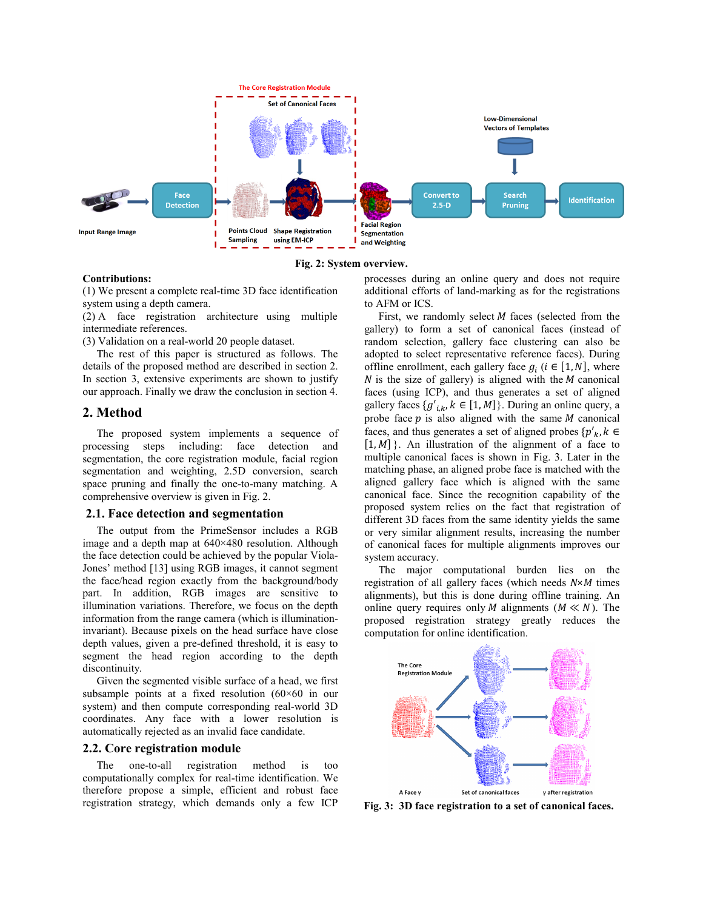Fig. 2: System overview.

**Contributions:**

(1) We present a complete real-time 3D face identification system using a depth camera.

(2) A face registration architecture using multiple intermediate references.

(3) Validation on a real-world 20 people dataset.

The rest of this paper is structured as follows. The details of the proposed method are described in section 2. In section 3, extensive experiments are shown to justify our approach. Finally we draw the conclusion in section 4.

## 2. Method

The proposed system implements a sequence of processing steps including: face detection and segmentation, the core registration module, facial region segmentation and weighting, 2.5D conversion, search space pruning and finally the one-to-many matching. A comprehensive overview is given in Fig. 2.

### 2.1. Face detection and segmentation

The output from the PrimeSensor includes a RGB image and a depth map at 640×480 resolution. Although the face detection could be achieved by the popular Viola-Jones' method [13] using RGB images, it cannot segment the face/head region exactly from the background/body part. In addition, RGB images are sensitive to illumination variations. Therefore, we focus on the depth information from the range camera (which is illumination-invariant). Because pixels on the head surface have close depth values, given a pre-defined threshold, it is easy to segment the head region according to the depth discontinuity.

Given the segmented visible surface of a head, we first subsample points at a fixed resolution (60×60 in our system) and then compute corresponding real-world 3D coordinates. Any face with a lower resolution is automatically rejected as an invalid face candidate.

### 2.2. Core registration module

The one-to-all registration method is too computationally complex for real-time identification. We therefore propose a simple, efficient and robust face registration strategy, which demands only a few ICP processes during an online query and does not require additional efforts of land-marking as for the registrations to AFM or ICS.

First, we randomly select $M$ faces (selected from the gallery) to form a set of canonical faces (instead of random selection, gallery face clustering can also be adopted to select representative reference faces). During offline enrollment, each gallery face $g_i$ ($i \in [1, N]$, where $N$ is the size of gallery) is aligned with the $M$ canonical faces (using ICP), and thus generates a set of aligned gallery faces $\{g'_{i,k}, k \in [1, M]\}$. During an online query, a probe face $p$ is also aligned with the same $M$ canonical faces, and thus generates a set of aligned probes $\{p'_k, k \in [1, M]\}$. An illustration of the alignment of a face to multiple canonical faces is shown in Fig. 3. Later in the matching phase, an aligned probe face is matched with the aligned gallery face which is aligned with the same canonical face. Since the recognition capability of the proposed system relies on the fact that registration of different 3D faces from the same identity yields the same or very similar alignment results, increasing the number of canonical faces for multiple alignments improves our system accuracy.

The major computational burden lies on the registration of all gallery faces (which needs $N$×$M$ times alignments), but this is done during offline training. An online query requires only $M$ alignments ($M \ll N$). The proposed registration strategy greatly reduces the computation for online identification.

Fig. 3: 3D face registration to a set of canonical faces.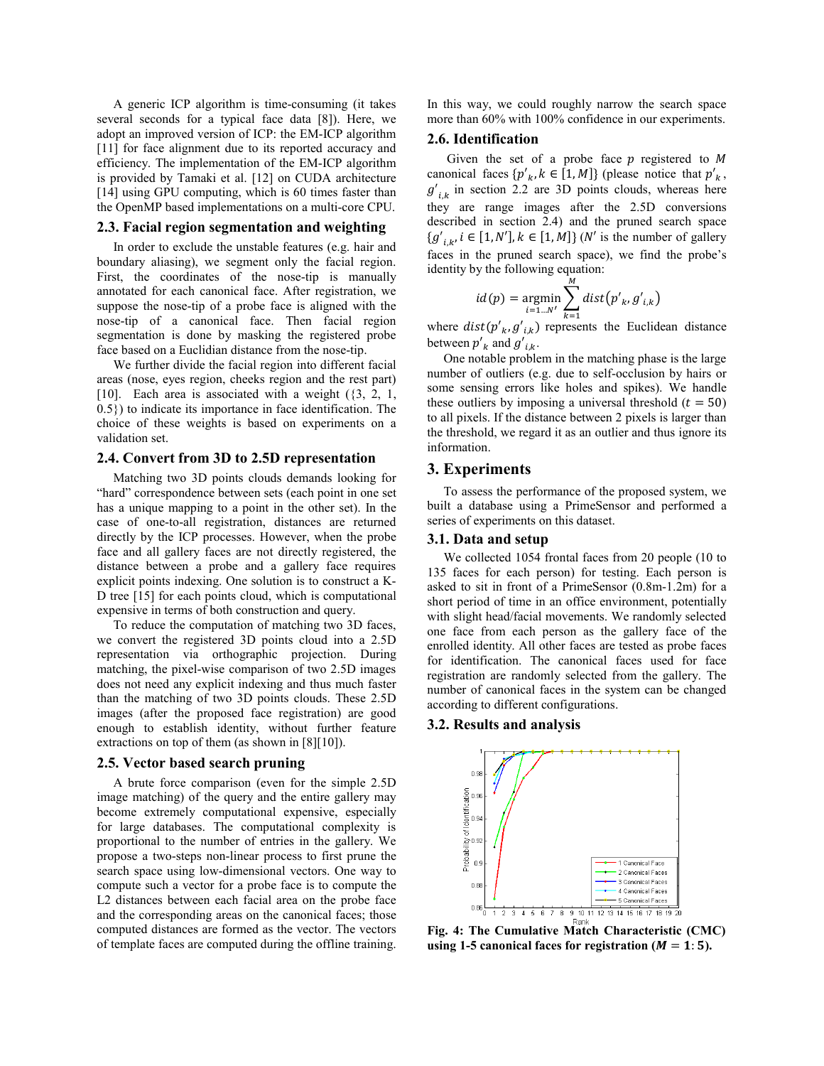A generic ICP algorithm is time-consuming (it takes several seconds for a typical face data [8]). Here, we adopt an improved version of ICP: the EM-ICP algorithm [11] for face alignment due to its reported accuracy and efficiency. The implementation of the EM-ICP algorithm is provided by Tamaki et al. [12] on CUDA architecture [14] using GPU computing, which is 60 times faster than the OpenMP based implementations on a multi-core CPU.

### 2.3. Facial region segmentation and weighting

In order to exclude the unstable features (e.g. hair and boundary aliasing), we segment only the facial region. First, the coordinates of the nose-tip is manually annotated for each canonical face. After registration, we suppose the nose-tip of a probe face is aligned with the nose-tip of a canonical face. Then facial region segmentation is done by masking the registered probe face based on a Euclidian distance from the nose-tip.

We further divide the facial region into different facial areas (nose, eyes region, cheeks region and the rest part) [10]. Each area is associated with a weight ({3, 2, 1, 0.5}) to indicate its importance in face identification. The choice of these weights is based on experiments on a validation set.

### 2.4. Convert from 3D to 2.5D representation

Matching two 3D points clouds demands looking for "hard" correspondence between sets (each point in one set has a unique mapping to a point in the other set). In the case of one-to-all registration, distances are returned directly by the ICP processes. However, when the probe face and all gallery faces are not directly registered, the distance between a probe and a gallery face requires explicit points indexing. One solution is to construct a K-D tree [15] for each points cloud, which is computational expensive in terms of both construction and query.

To reduce the computation of matching two 3D faces, we convert the registered 3D points cloud into a 2.5D representation via orthographic projection. During matching, the pixel-wise comparison of two 2.5D images does not need any explicit indexing and thus much faster than the matching of two 3D points clouds. These 2.5D images (after the proposed face registration) are good enough to establish identity, without further feature extractions on top of them (as shown in [8][10]).

### 2.5. Vector based search pruning

A brute force comparison (even for the simple 2.5D image matching) of the query and the entire gallery may become extremely computational expensive, especially for large databases. The computational complexity is proportional to the number of entries in the gallery. We propose a two-steps non-linear process to first prune the search space using low-dimensional vectors. One way to compute such a vector for a probe face is to compute the L2 distances between each facial area on the probe face and the corresponding areas on the canonical faces; those computed distances are formed as the vector. The vectors of template faces are computed during the offline training. In this way, we could roughly narrow the search space more than 60% with 100% confidence in our experiments.

### 2.6. Identification

Given the set of a probe face $p$ registered to $M$ canonical faces $\{p'_k, k \in [1, M]\}$ (please notice that $p'_k$, $g'_{i,k}$ in section 2.2 are 3D points clouds, whereas here they are range images after the 2.5D conversions described in section 2.4) and the pruned search space $\{g'_{i,k}, i \in [1, N'], k \in [1, M]\}$ ($N'$ is the number of gallery faces in the pruned search space), we find the probe's identity by the following equation:

$$id(p) = \underset{i=1...N'}{\operatorname{argmin}} \sum_{k=1}^{M} dist(p'_k, g'_{i,k})$$

where $dist(p'_k, g'_{i,k})$ represents the Euclidean distance between $p'_k$ and $g'_{i,k}$.

One notable problem in the matching phase is the large number of outliers (e.g. due to self-occlusion by hairs or some sensing errors like holes and spikes). We handle these outliers by imposing a universal threshold ($t = 50$) to all pixels. If the distance between 2 pixels is larger than the threshold, we regard it as an outlier and thus ignore its information.

## 3. Experiments

To assess the performance of the proposed system, we built a database using a PrimeSensor and performed a series of experiments on this dataset.

### 3.1. Data and setup

We collected 1054 frontal faces from 20 people (10 to 135 faces for each person) for testing. Each person is asked to sit in front of a PrimeSensor (0.8m-1.2m) for a short period of time in an office environment, potentially with slight head/facial movements. We randomly selected one face from each person as the gallery face of the enrolled identity. All other faces are tested as probe faces for identification. The canonical faces used for face registration are randomly selected from the gallery. The number of canonical faces in the system can be changed according to different configurations.

### 3.2. Results and analysis

**Fig. 4: The Cumulative Match Characteristic (CMC) using 1-5 canonical faces for registration ($M = 1:5$).**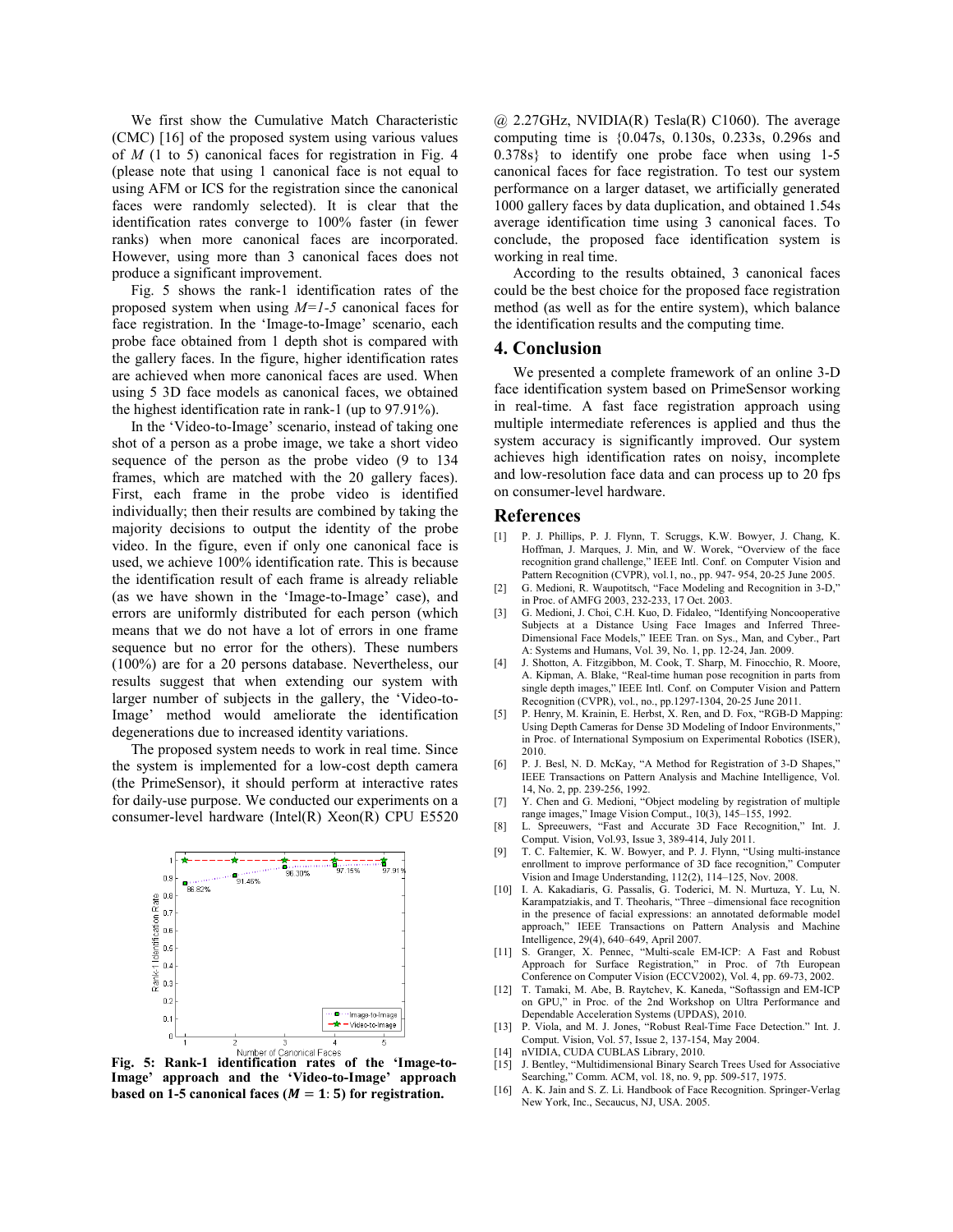We first show the Cumulative Match Characteristic (CMC) [16] of the proposed system using various values of $M$ (1 to 5) canonical faces for registration in Fig. 4 (please note that using 1 canonical face is not equal to using AFM or ICS for the registration since the canonical faces were randomly selected). It is clear that the identification rates converge to 100% faster (in fewer ranks) when more canonical faces are incorporated. However, using more than 3 canonical faces does not produce a significant improvement.

Fig. 5 shows the rank-1 identification rates of the proposed system when using $M=1\text{-}5$ canonical faces for face registration. In the 'Image-to-Image' scenario, each probe face obtained from 1 depth shot is compared with the gallery faces. In the figure, higher identification rates are achieved when more canonical faces are used. When using 5 3D face models as canonical faces, we obtained the highest identification rate in rank-1 (up to 97.91%).

In the 'Video-to-Image' scenario, instead of taking one shot of a person as a probe image, we take a short video sequence of the person as the probe video (9 to 134 frames, which are matched with the 20 gallery faces). First, each frame in the probe video is identified individually; then their results are combined by taking the majority decisions to output the identity of the probe video. In the figure, even if only one canonical face is used, we achieve 100% identification rate. This is because the identification result of each frame is already reliable (as we have shown in the 'Image-to-Image' case), and errors are uniformly distributed for each person (which means that we do not have a lot of errors in one frame sequence but no error for the others). These numbers (100%) are for a 20 persons database. Nevertheless, our results suggest that when extending our system with larger number of subjects in the gallery, the 'Video-to-Image' method would ameliorate the identification degenerations due to increased identity variations.

The proposed system needs to work in real time. Since the system is implemented for a low-cost depth camera (the PrimeSensor), it should perform at interactive rates for daily-use purpose. We conducted our experiments on a consumer-level hardware (Intel(R) Xeon(R) CPU E5520 @ 2.27GHz, NVIDIA(R) Tesla(R) C1060). The average computing time is {0.047s, 0.130s, 0.233s, 0.296s and 0.378s} to identify one probe face when using 1-5 canonical faces for face registration. To test our system performance on a larger dataset, we artificially generated 1000 gallery faces by data duplication, and obtained 1.54s average identification time using 3 canonical faces. To conclude, the proposed face identification system is working in real time.

According to the results obtained, 3 canonical faces could be the best choice for the proposed face registration method (as well as for the entire system), which balance the identification results and the computing time.

Rank-1 Identification Rate
Number of Canonical Faces
88.82%
91.46%
95.30%
97.15%
97.91%
Image-to-Image
Video-to-Image

**Fig. 5: Rank-1 identification rates of the 'Image-to-Image' approach and the 'Video-to-Image' approach based on 1-5 canonical faces ($M = 1{:}\,5$) for registration.**

## 4. Conclusion

We presented a complete framework of an online 3-D face identification system based on PrimeSensor working in real-time. A fast face registration approach using multiple intermediate references is applied and thus the system accuracy is significantly improved. Our system achieves high identification rates on noisy, incomplete and low-resolution face data and can process up to 20 fps on consumer-level hardware.

## References

[1] P. J. Phillips, P. J. Flynn, T. Scruggs, K.W. Bowyer, J. Chang, K. Hoffman, J. Marques, J. Min, and W. Worek, "Overview of the face recognition grand challenge," IEEE Intl. Conf. on Computer Vision and Pattern Recognition (CVPR), vol.1, no., pp. 947- 954, 20-25 June 2005.

[2] G. Medioni, R. Waupotitsch, "Face Modeling and Recognition in 3-D," in Proc. of AMFG 2003, 232-233, 17 Oct. 2003.

[3] G. Medioni, J. Choi, C.H. Kuo, D. Fidaleo, "Identifying Noncooperative Subjects at a Distance Using Face Images and Inferred Three-Dimensional Face Models," IEEE Tran. on Sys., Man, and Cyber., Part A: Systems and Humans, Vol. 39, No. 1, pp. 12-24, Jan. 2009.

[4] J. Shotton, A. Fitzgibbon, M. Cook, T. Sharp, M. Finocchio, R. Moore, A. Kipman, A. Blake, "Real-time human pose recognition in parts from single depth images," IEEE Intl. Conf. on Computer Vision and Pattern Recognition (CVPR), vol., no., pp.1297-1304, 20-25 June 2011.

[5] P. Henry, M. Krainin, E. Herbst, X. Ren, and D. Fox, "RGB-D Mapping: Using Depth Cameras for Dense 3D Modeling of Indoor Environments," in Proc. of International Symposium on Experimental Robotics (ISER), 2010.

[6] P. J. Besl, N. D. McKay, "A Method for Registration of 3-D Shapes," IEEE Transactions on Pattern Analysis and Machine Intelligence, Vol. 14, No. 2, pp. 239-256, 1992.

[7] Y. Chen and G. Medioni, "Object modeling by registration of multiple range images," Image Vision Comput., 10(3), 145–155, 1992.

[8] L. Spreeuwers, "Fast and Accurate 3D Face Recognition," Int. J. Comput. Vision, Vol.93, Issue 3, 389-414, July 2011.

[9] T. C. Faltemier, K. W. Bowyer, and P. J. Flynn, "Using multi-instance enrollment to improve performance of 3D face recognition," Computer Vision and Image Understanding, 112(2), 114–125, Nov. 2008.

[10] I. A. Kakadiaris, G. Passalis, G. Toderici, M. N. Murtuza, Y. Lu, N. Karampatziakis, and T. Theoharis, "Three –dimensional face recognition in the presence of facial expressions: an annotated deformable model approach," IEEE Transactions on Pattern Analysis and Machine Intelligence, 29(4), 640–649, April 2007.

[11] S. Granger, X. Pennec, "Multi-scale EM-ICP: A Fast and Robust Approach for Surface Registration," in Proc. of 7th European Conference on Computer Vision (ECCV2002), Vol. 4, pp. 69-73, 2002.

[12] T. Tamaki, M. Abe, B. Raytchev, K. Kaneda, "Softassign and EM-ICP on GPU," in Proc. of the 2nd Workshop on Ultra Performance and Dependable Acceleration Systems (UPDAS), 2010.

[13] P. Viola, and M. J. Jones, "Robust Real-Time Face Detection." Int. J. Comput. Vision, Vol. 57, Issue 2, 137-154, May 2004.

[14] nVIDIA, CUDA CUBLAS Library, 2010.

[15] J. Bentley, "Multidimensional Binary Search Trees Used for Associative Searching," Comm. ACM, vol. 18, no. 9, pp. 509-517, 1975.

[16] A. K. Jain and S. Z. Li. Handbook of Face Recognition. Springer-Verlag New York, Inc., Secaucus, NJ, USA. 2005.